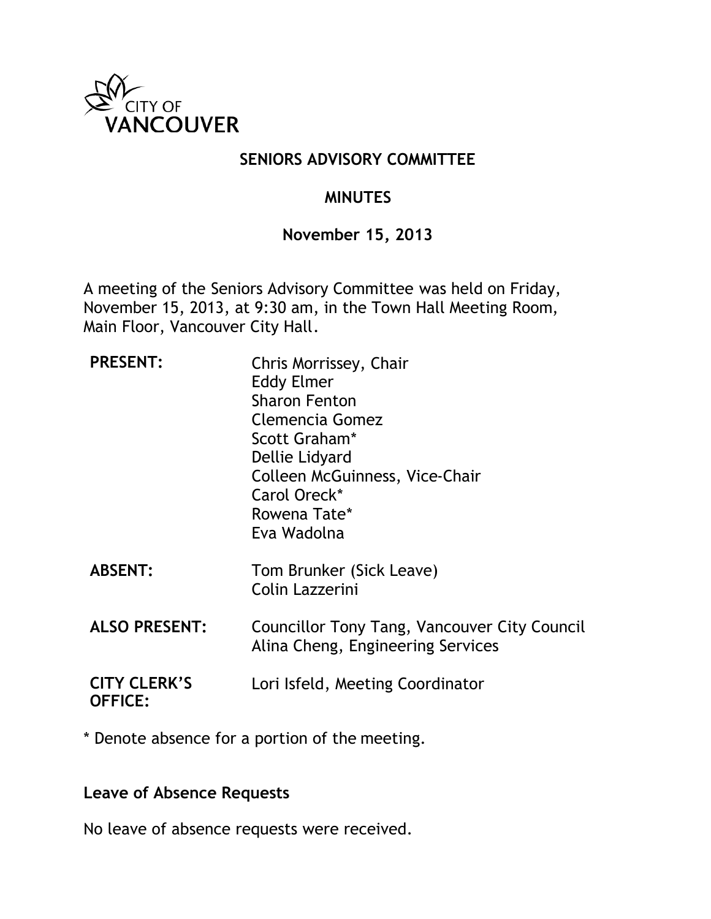# SENIORS ADVISORY COMMITTEE

## MINUTES

### November 15, 2013

A meeting of the Seniors Advisory Committee was held on Friday, November 15, 2013, at 9:30 am, in the Town Hall Meeting Room, Main Floor, Vancouver City Hall.

| | |
|---|---|
| **PRESENT:** | Chris Morrissey, Chair<br>Eddy Elmer<br>Sharon Fenton<br>Clemencia Gomez<br>Scott Graham*<br>Dellie Lidyard<br>Colleen McGuinness, Vice-Chair<br>Carol Oreck*<br>Rowena Tate*<br>Eva Wadolna |
| **ABSENT:** | Tom Brunker (Sick Leave)<br>Colin Lazzerini |
| **ALSO PRESENT:** | Councillor Tony Tang, Vancouver City Council<br>Alina Cheng, Engineering Services |
| **CITY CLERK'S OFFICE:** | Lori Isfeld, Meeting Coordinator |

* Denote absence for a portion of the meeting.

**Leave of Absence Requests**

No leave of absence requests were received.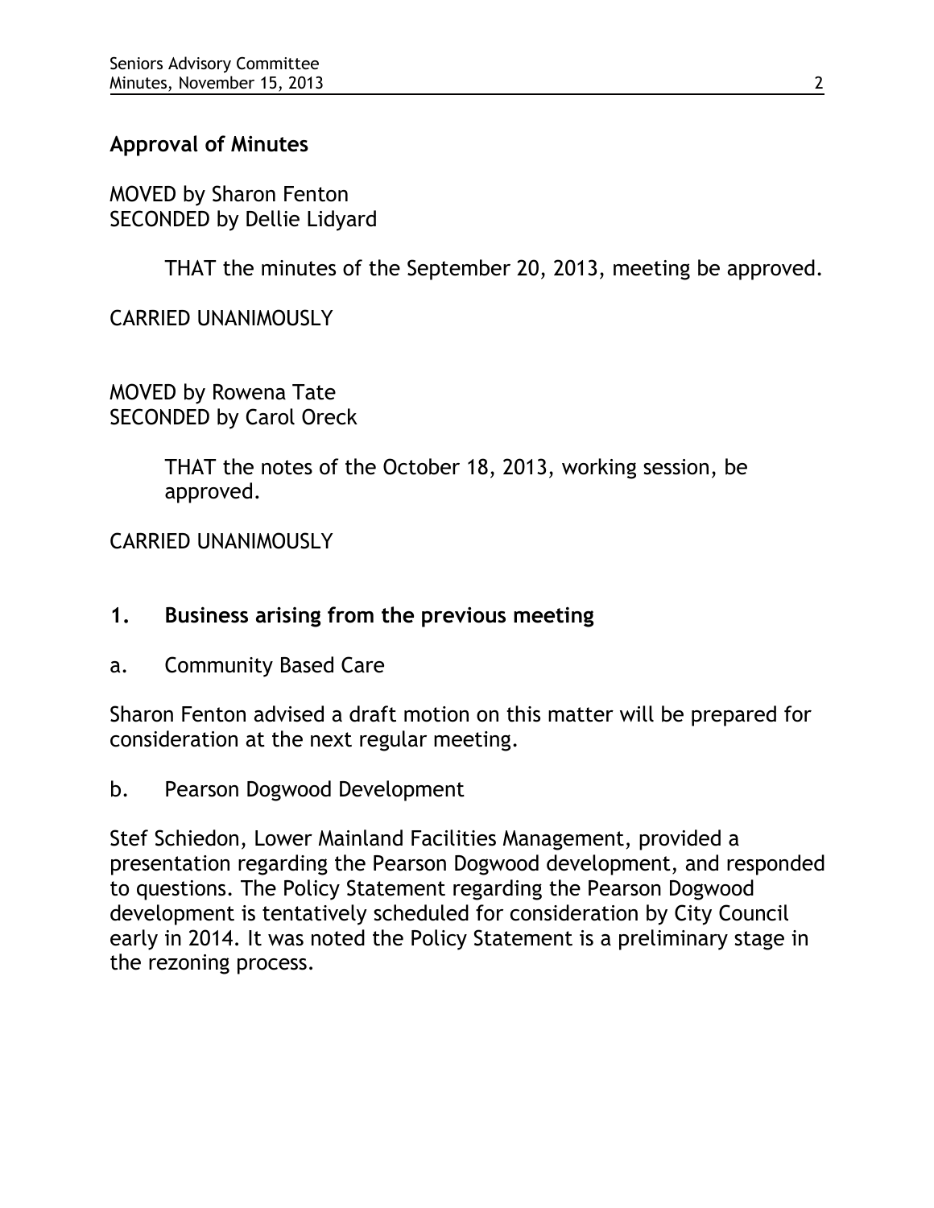## Approval of Minutes

MOVED by Sharon Fenton
SECONDED by Dellie Lidyard

> THAT the minutes of the September 20, 2013, meeting be approved.

CARRIED UNANIMOUSLY

MOVED by Rowena Tate
SECONDED by Carol Oreck

> THAT the notes of the October 18, 2013, working session, be approved.

CARRIED UNANIMOUSLY

## 1. Business arising from the previous meeting

a. Community Based Care

Sharon Fenton advised a draft motion on this matter will be prepared for consideration at the next regular meeting.

b. Pearson Dogwood Development

Stef Schiedon, Lower Mainland Facilities Management, provided a presentation regarding the Pearson Dogwood development, and responded to questions. The Policy Statement regarding the Pearson Dogwood development is tentatively scheduled for consideration by City Council early in 2014. It was noted the Policy Statement is a preliminary stage in the rezoning process.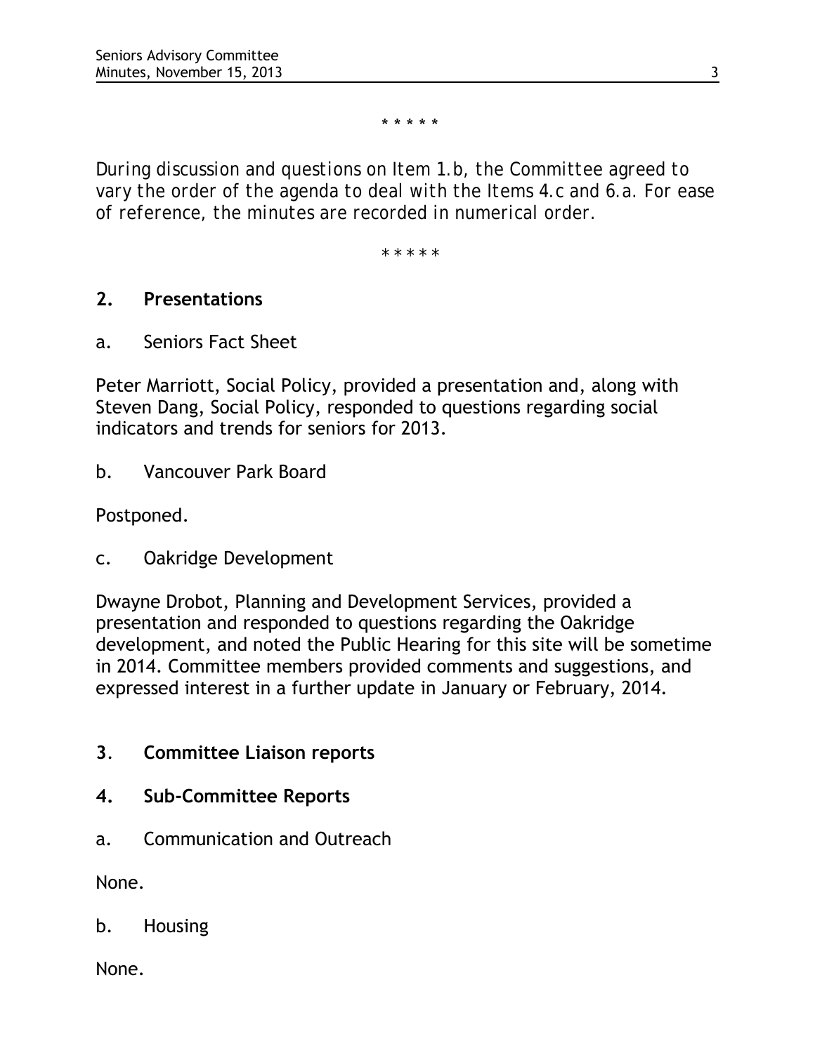\* \* \* \* \*

*During discussion and questions on Item 1.b, the Committee agreed to vary the order of the agenda to deal with the Items 4.c and 6.a. For ease of reference, the minutes are recorded in numerical order.*

\* \* \* \* \*

## 2. Presentations

a. Seniors Fact Sheet

Peter Marriott, Social Policy, provided a presentation and, along with Steven Dang, Social Policy, responded to questions regarding social indicators and trends for seniors for 2013.

b. Vancouver Park Board

Postponed.

c. Oakridge Development

Dwayne Drobot, Planning and Development Services, provided a presentation and responded to questions regarding the Oakridge development, and noted the Public Hearing for this site will be sometime in 2014. Committee members provided comments and suggestions, and expressed interest in a further update in January or February, 2014.

## 3. Committee Liaison reports

## 4. Sub-Committee Reports

a. Communication and Outreach

None.

b. Housing

None.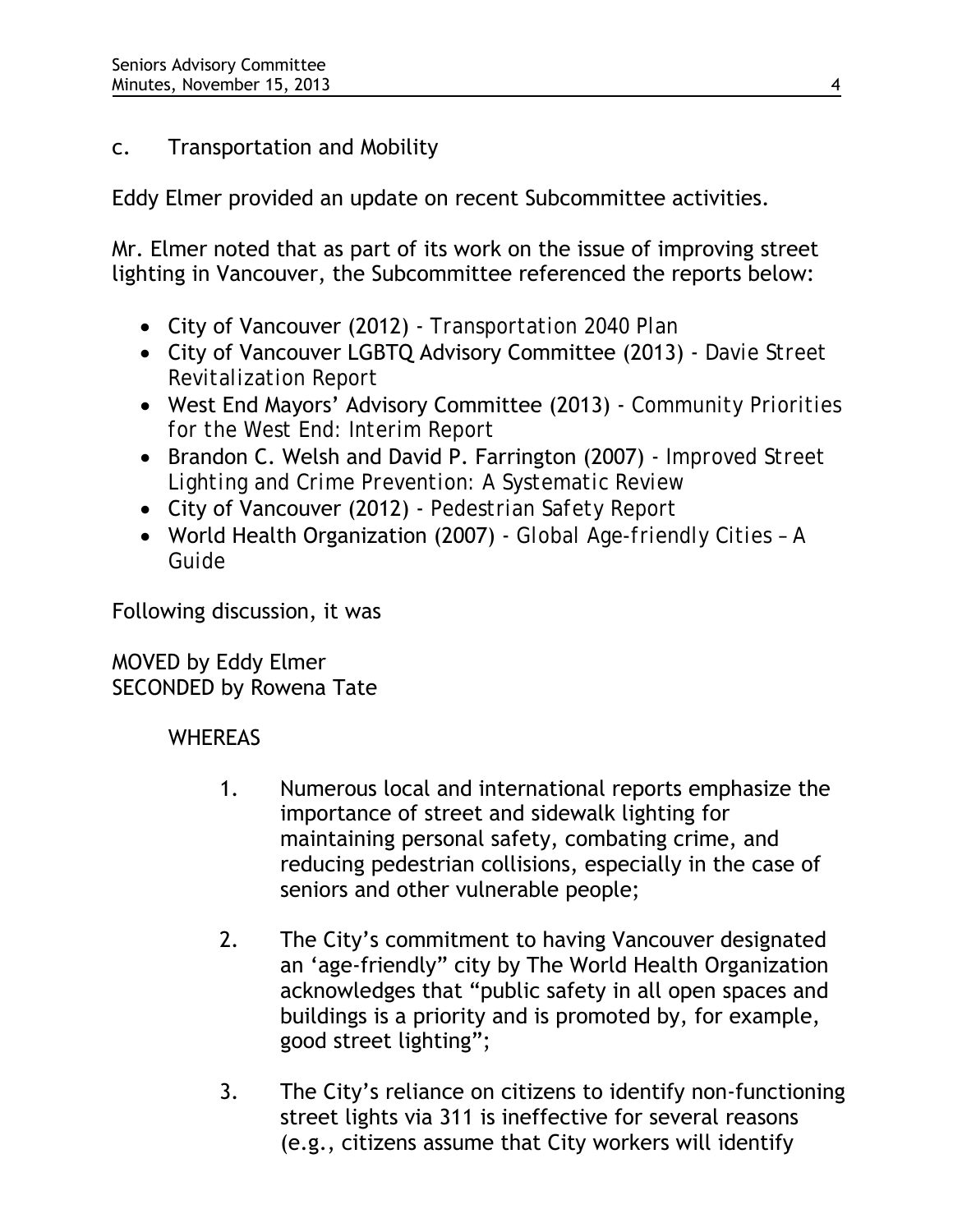c. Transportation and Mobility

Eddy Elmer provided an update on recent Subcommittee activities.

Mr. Elmer noted that as part of its work on the issue of improving street lighting in Vancouver, the Subcommittee referenced the reports below:

- City of Vancouver (2012) - *Transportation 2040 Plan*
- City of Vancouver LGBTQ Advisory Committee (2013) - *Davie Street Revitalization Report*
- West End Mayors' Advisory Committee (2013) - *Community Priorities for the West End: Interim Report*
- Brandon C. Welsh and David P. Farrington (2007) - *Improved Street Lighting and Crime Prevention: A Systematic Review*
- City of Vancouver (2012) - *Pedestrian Safety Report*
- World Health Organization (2007) - *Global Age-friendly Cities – A Guide*

Following discussion, it was

MOVED by Eddy Elmer
SECONDED by Rowena Tate

WHEREAS

1. Numerous local and international reports emphasize the importance of street and sidewalk lighting for maintaining personal safety, combating crime, and reducing pedestrian collisions, especially in the case of seniors and other vulnerable people;

2. The City's commitment to having Vancouver designated an 'age-friendly" city by The World Health Organization acknowledges that "public safety in all open spaces and buildings is a priority and is promoted by, for example, good street lighting";

3. The City's reliance on citizens to identify non-functioning street lights via 311 is ineffective for several reasons (e.g., citizens assume that City workers will identify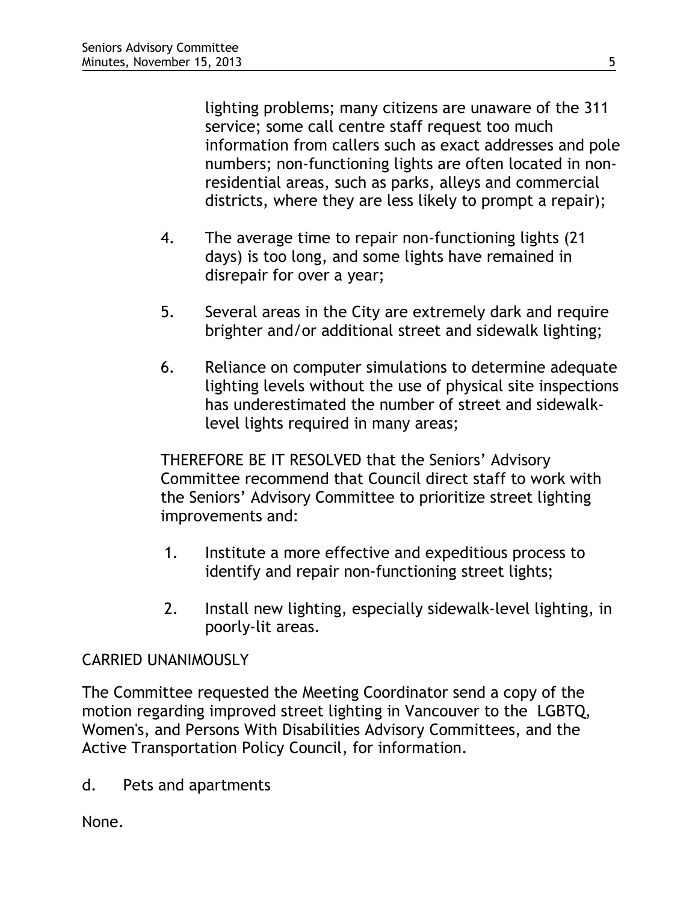lighting problems; many citizens are unaware of the 311 service; some call centre staff request too much information from callers such as exact addresses and pole numbers; non-functioning lights are often located in non-residential areas, such as parks, alleys and commercial districts, where they are less likely to prompt a repair);

4. The average time to repair non-functioning lights (21 days) is too long, and some lights have remained in disrepair for over a year;

5. Several areas in the City are extremely dark and require brighter and/or additional street and sidewalk lighting;

6. Reliance on computer simulations to determine adequate lighting levels without the use of physical site inspections has underestimated the number of street and sidewalk-level lights required in many areas;

THEREFORE BE IT RESOLVED that the Seniors' Advisory Committee recommend that Council direct staff to work with the Seniors' Advisory Committee to prioritize street lighting improvements and:

1. Institute a more effective and expeditious process to identify and repair non-functioning street lights;

2. Install new lighting, especially sidewalk-level lighting, in poorly-lit areas.

CARRIED UNANIMOUSLY

The Committee requested the Meeting Coordinator send a copy of the motion regarding improved street lighting in Vancouver to the LGBTQ, Women's, and Persons With Disabilities Advisory Committees, and the Active Transportation Policy Council, for information.

d. Pets and apartments

None.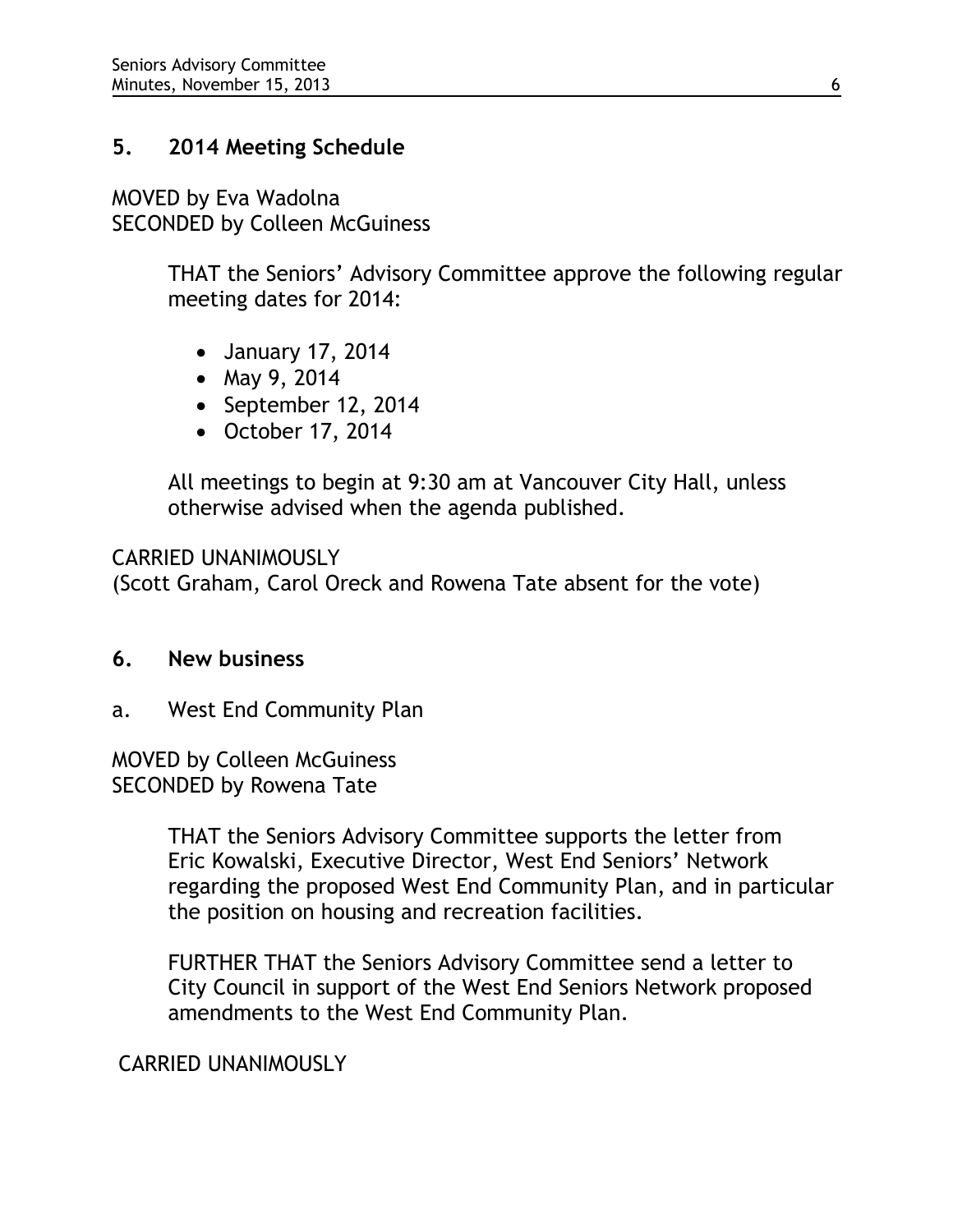## 5. 2014 Meeting Schedule

MOVED by Eva Wadolna
SECONDED by Colleen McGuiness

> THAT the Seniors' Advisory Committee approve the following regular meeting dates for 2014:
>
> - January 17, 2014
> - May 9, 2014
> - September 12, 2014
> - October 17, 2014
>
> All meetings to begin at 9:30 am at Vancouver City Hall, unless otherwise advised when the agenda published.

CARRIED UNANIMOUSLY
(Scott Graham, Carol Oreck and Rowena Tate absent for the vote)

## 6. New business

a. West End Community Plan

MOVED by Colleen McGuiness
SECONDED by Rowena Tate

> THAT the Seniors Advisory Committee supports the letter from Eric Kowalski, Executive Director, West End Seniors' Network regarding the proposed West End Community Plan, and in particular the position on housing and recreation facilities.
>
> FURTHER THAT the Seniors Advisory Committee send a letter to City Council in support of the West End Seniors Network proposed amendments to the West End Community Plan.

CARRIED UNANIMOUSLY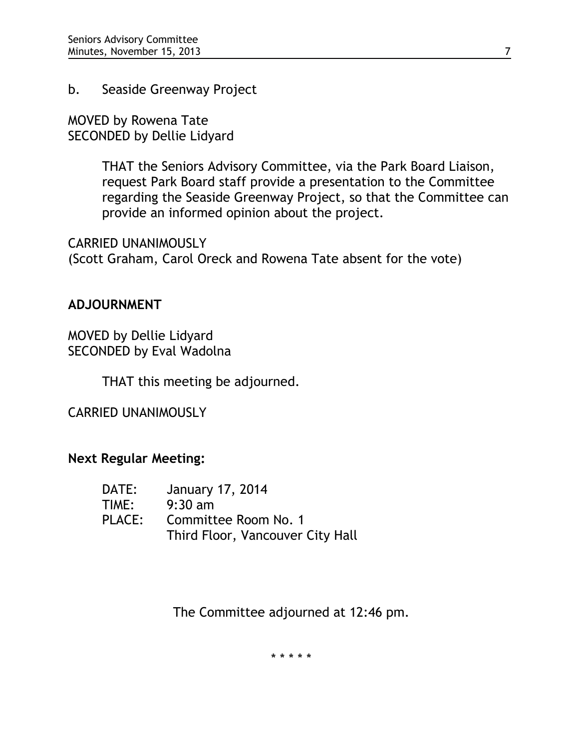b. Seaside Greenway Project

MOVED by Rowena Tate
SECONDED by Dellie Lidyard

> THAT the Seniors Advisory Committee, via the Park Board Liaison, request Park Board staff provide a presentation to the Committee regarding the Seaside Greenway Project, so that the Committee can provide an informed opinion about the project.

CARRIED UNANIMOUSLY
(Scott Graham, Carol Oreck and Rowena Tate absent for the vote)

**ADJOURNMENT**

MOVED by Dellie Lidyard
SECONDED by Eval Wadolna

> THAT this meeting be adjourned.

CARRIED UNANIMOUSLY

**Next Regular Meeting:**

DATE: January 17, 2014
TIME: 9:30 am
PLACE: Committee Room No. 1
Third Floor, Vancouver City Hall

The Committee adjourned at 12:46 pm.

\* \* \* \* \*